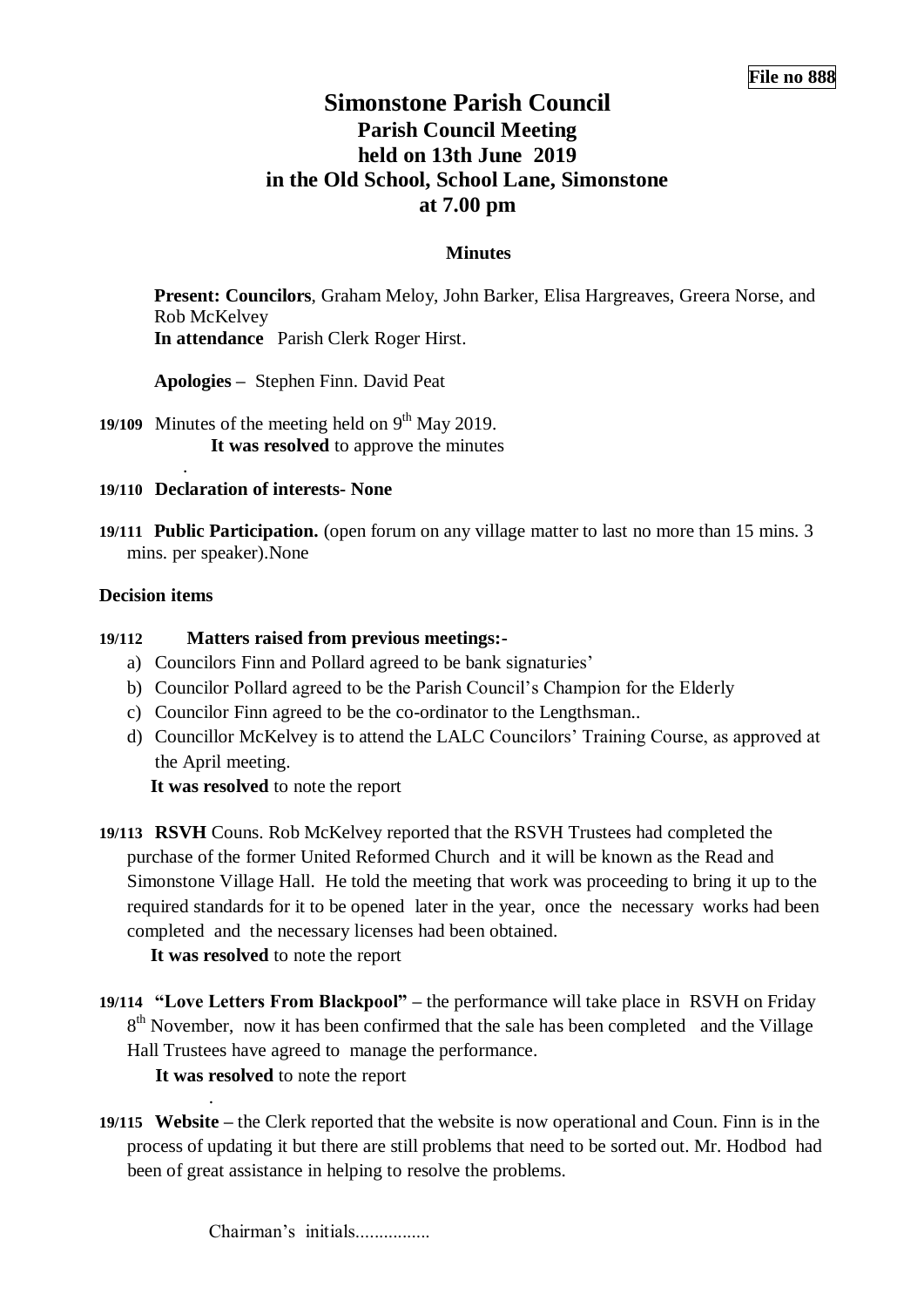**File no 888**

# Simonstone Parish Council

## Parish Council Meeting held on 13th June 2019 in the Old School, School Lane, Simonstone at 7.00 pm

### Minutes

**Present: Councilors**, Graham Meloy, John Barker, Elisa Hargreaves, Greera Norse, and Rob McKelvey
**In attendance** Parish Clerk Roger Hirst.

**Apologies –** Stephen Finn. David Peat

**19/109** Minutes of the meeting held on 9th May 2019.
**It was resolved** to approve the minutes
.

**19/110 Declaration of interests- None**

**19/111 Public Participation.** (open forum on any village matter to last no more than 15 mins. 3 mins. per speaker).None

**Decision items**

**19/112 Matters raised from previous meetings:-**

a) Councilors Finn and Pollard agreed to be bank signaturies'
b) Councilor Pollard agreed to be the Parish Council's Champion for the Elderly
c) Councilor Finn agreed to be the co-ordinator to the Lengthsman..
d) Councillor McKelvey is to attend the LALC Councilors' Training Course, as approved at the April meeting.

**It was resolved** to note the report

**19/113 RSVH** Couns. Rob McKelvey reported that the RSVH Trustees had completed the purchase of the former United Reformed Church and it will be known as the Read and Simonstone Village Hall. He told the meeting that work was proceeding to bring it up to the required standards for it to be opened later in the year, once the necessary works had been completed and the necessary licenses had been obtained.

**It was resolved** to note the report

**19/114 "Love Letters From Blackpool" –** the performance will take place in RSVH on Friday 8th November, now it has been confirmed that the sale has been completed and the Village Hall Trustees have agreed to manage the performance.

**It was resolved** to note the report
.

**19/115 Website –** the Clerk reported that the website is now operational and Coun. Finn is in the process of updating it but there are still problems that need to be sorted out. Mr. Hodbod had been of great assistance in helping to resolve the problems.

Chairman's initials................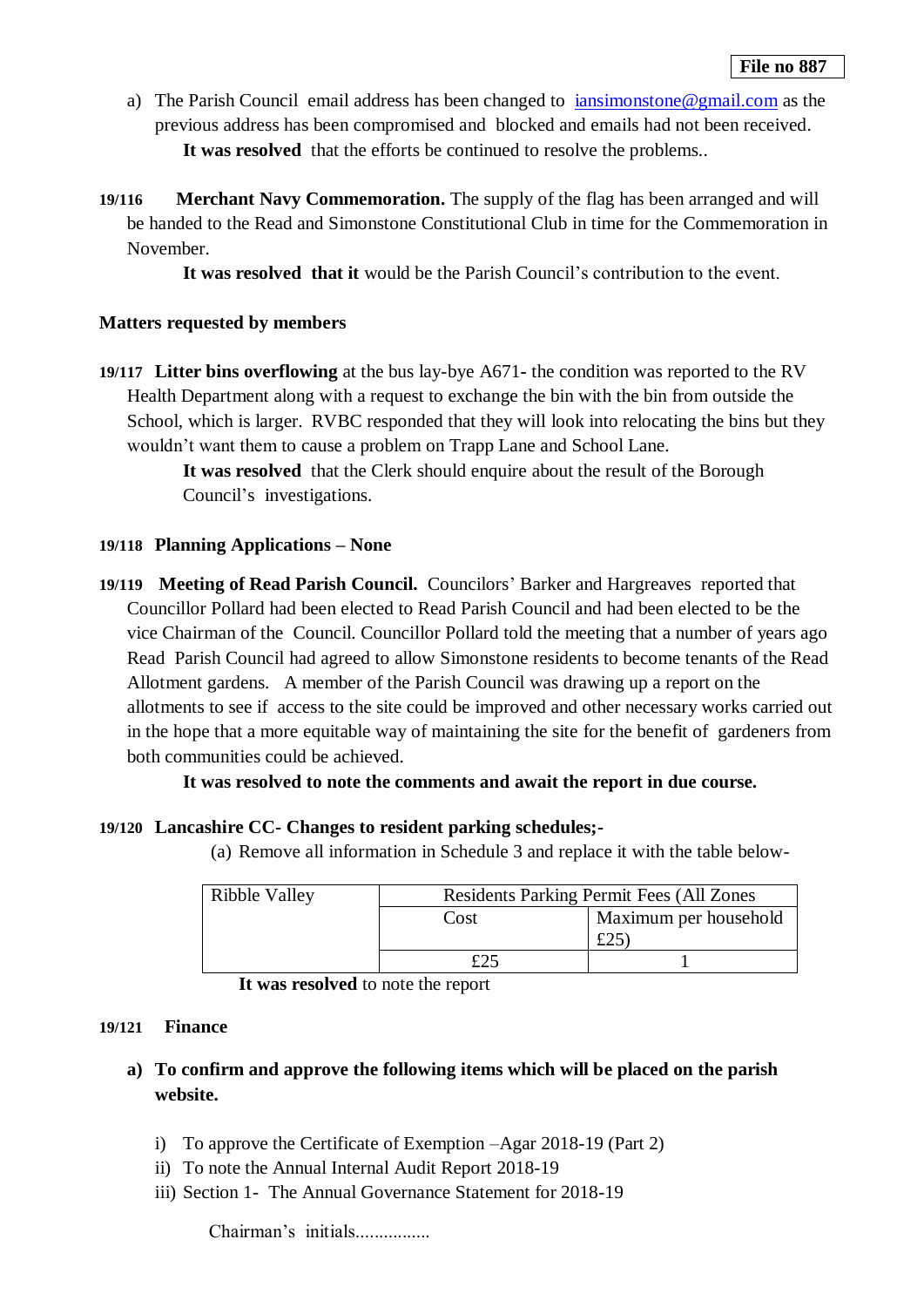**File no 887**

a) The Parish Council email address has been changed to [iansimonstone@gmail.com](mailto:iansimonstone@gmail.com) as the previous address has been compromised and blocked and emails had not been received.

   **It was resolved** that the efforts be continued to resolve the problems..

**19/116** **Merchant Navy Commemoration.** The supply of the flag has been arranged and will be handed to the Read and Simonstone Constitutional Club in time for the Commemoration in November.

   **It was resolved that it** would be the Parish Council's contribution to the event.

**Matters requested by members**

**19/117** **Litter bins overflowing** at the bus lay-bye A671- the condition was reported to the RV Health Department along with a request to exchange the bin with the bin from outside the School, which is larger. RVBC responded that they will look into relocating the bins but they wouldn't want them to cause a problem on Trapp Lane and School Lane.

   **It was resolved** that the Clerk should enquire about the result of the Borough Council's investigations.

**19/118** **Planning Applications – None**

**19/119** **Meeting of Read Parish Council.** Councilors' Barker and Hargreaves reported that Councillor Pollard had been elected to Read Parish Council and had been elected to be the vice Chairman of the Council. Councillor Pollard told the meeting that a number of years ago Read Parish Council had agreed to allow Simonstone residents to become tenants of the Read Allotment gardens. A member of the Parish Council was drawing up a report on the allotments to see if access to the site could be improved and other necessary works carried out in the hope that a more equitable way of maintaining the site for the benefit of gardeners from both communities could be achieved.

   **It was resolved to note the comments and await the report in due course.**

**19/120** **Lancashire CC- Changes to resident parking schedules;-**

(a) Remove all information in Schedule 3 and replace it with the table below-

| Ribble Valley | Residents Parking Permit Fees (All Zones | |
|---|---|---|
| | Cost | Maximum per household £25) |
| | £25 | 1 |

**It was resolved** to note the report

**19/121** **Finance**

**a) To confirm and approve the following items which will be placed on the parish website.**

i) To approve the Certificate of Exemption –Agar 2018-19 (Part 2)
ii) To note the Annual Internal Audit Report 2018-19
iii) Section 1- The Annual Governance Statement for 2018-19

Chairman's initials................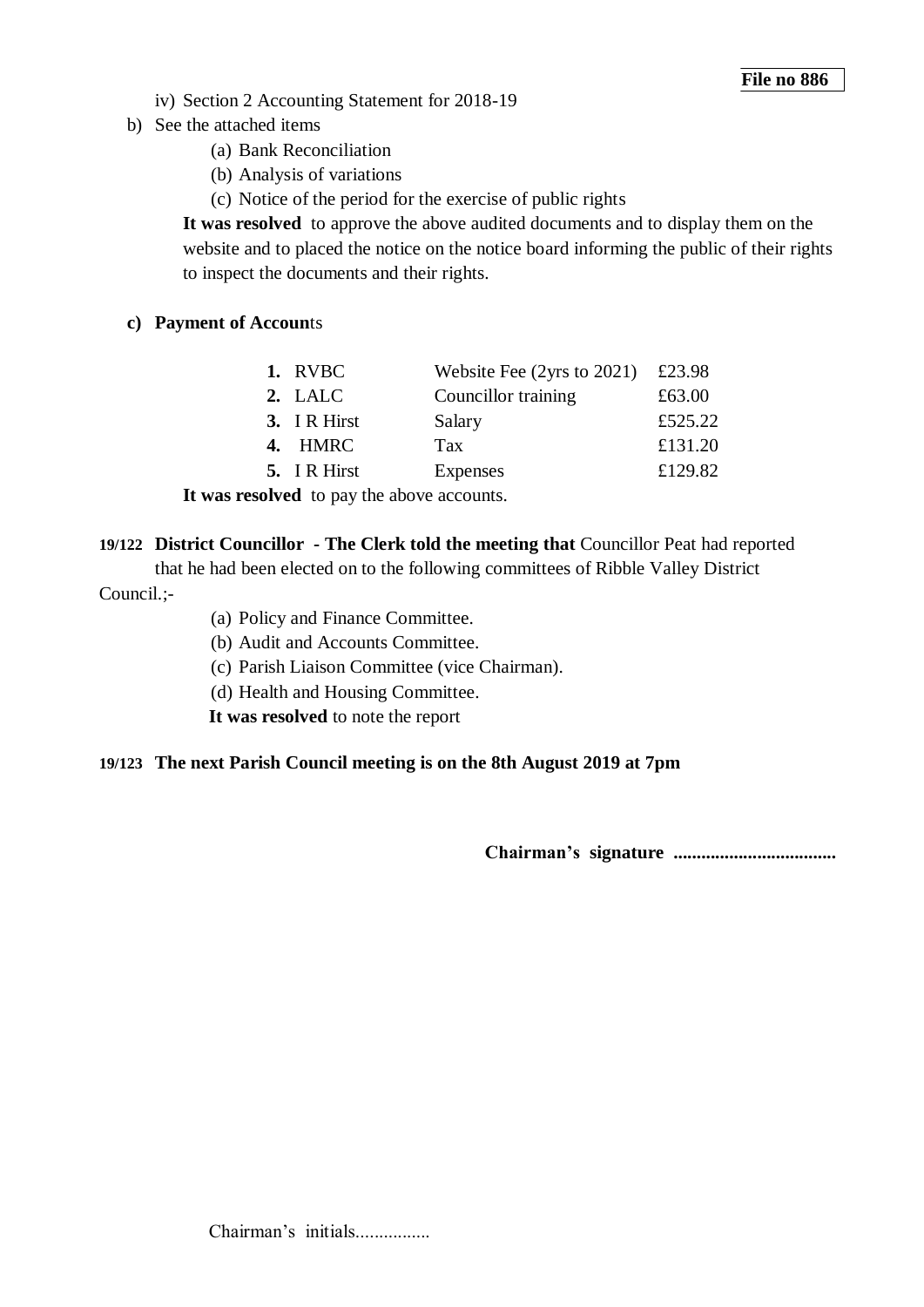**File no 886**

iv) Section 2 Accounting Statement for 2018-19

b) See the attached items

(a) Bank Reconciliation

(b) Analysis of variations

(c) Notice of the period for the exercise of public rights

**It was resolved** to approve the above audited documents and to display them on the website and to placed the notice on the notice board informing the public of their rights to inspect the documents and their rights.

**c) Payment of Accoun**ts

| | | |
|---|---|---|
| **1.** RVBC | Website Fee (2yrs to 2021) | £23.98 |
| **2.** LALC | Councillor training | £63.00 |
| **3.** I R Hirst | Salary | £525.22 |
| **4.** HMRC | Tax | £131.20 |
| **5.** I R Hirst | Expenses | £129.82 |

**It was resolved** to pay the above accounts.

**19/122 District Councillor - The Clerk told the meeting that** Councillor Peat had reported that he had been elected on to the following committees of Ribble Valley District Council.;-

(a) Policy and Finance Committee.

(b) Audit and Accounts Committee.

(c) Parish Liaison Committee (vice Chairman).

(d) Health and Housing Committee.

**It was resolved** to note the report

**19/123 The next Parish Council meeting is on the 8th August 2019 at 7pm**

**Chairman's signature ..................................**

Chairman's initials................